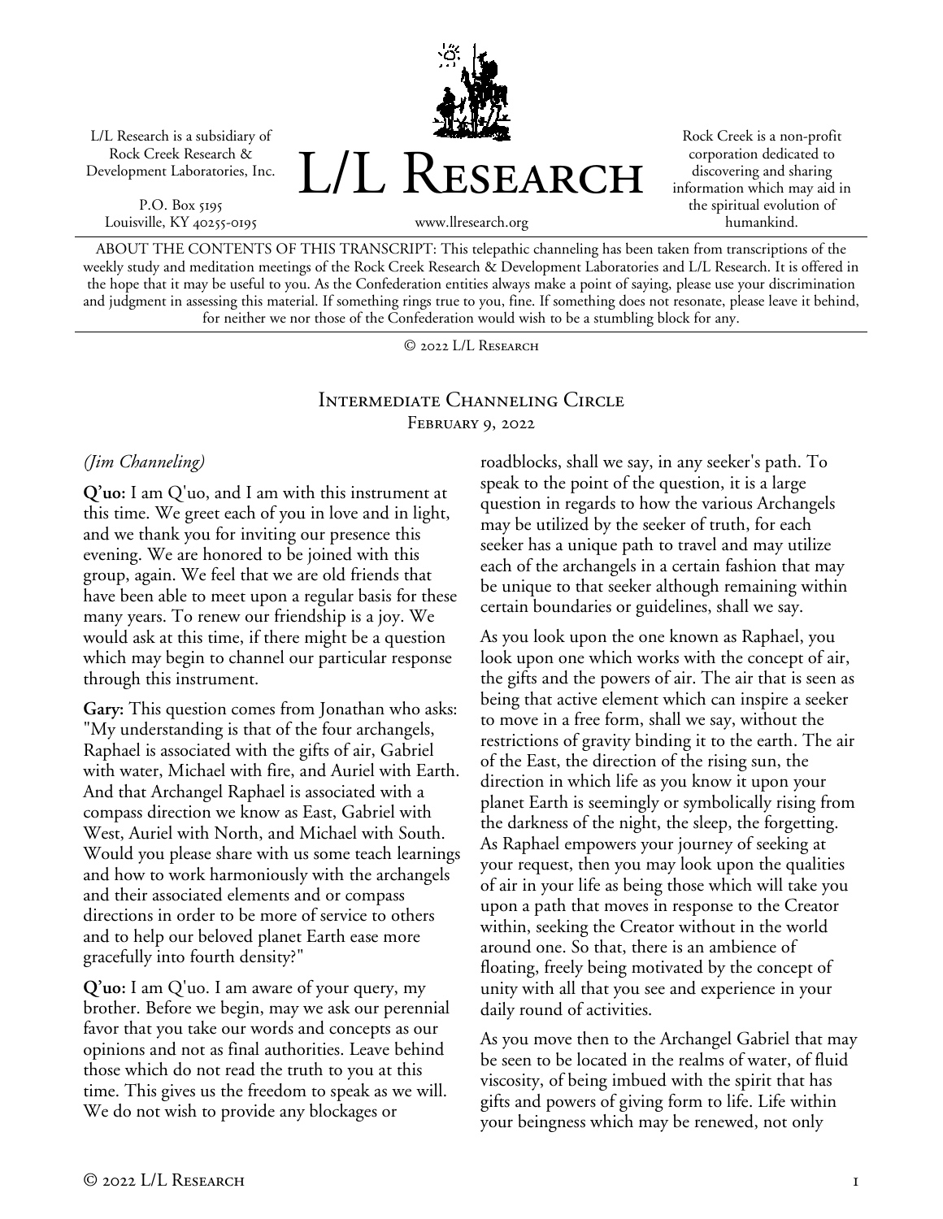L/L Research is a subsidiary of Rock Creek Research & Development Laboratories, Inc.

P.O. Box 5195
Louisville, KY 40255-0195

# L/L Research

www.llresearch.org

Rock Creek is a non-profit corporation dedicated to discovering and sharing information which may aid in the spiritual evolution of humankind.

ABOUT THE CONTENTS OF THIS TRANSCRIPT: This telepathic channeling has been taken from transcriptions of the weekly study and meditation meetings of the Rock Creek Research & Development Laboratories and L/L Research. It is offered in the hope that it may be useful to you. As the Confederation entities always make a point of saying, please use your discrimination and judgment in assessing this material. If something rings true to you, fine. If something does not resonate, please leave it behind, for neither we nor those of the Confederation would wish to be a stumbling block for any.

© 2022 L/L Research

## Intermediate Channeling Circle
### February 9, 2022

*(Jim Channeling)*

**Q'uo:** I am Q'uo, and I am with this instrument at this time. We greet each of you in love and in light, and we thank you for inviting our presence this evening. We are honored to be joined with this group, again. We feel that we are old friends that have been able to meet upon a regular basis for these many years. To renew our friendship is a joy. We would ask at this time, if there might be a question which may begin to channel our particular response through this instrument.

**Gary:** This question comes from Jonathan who asks: "My understanding is that of the four archangels, Raphael is associated with the gifts of air, Gabriel with water, Michael with fire, and Auriel with Earth. And that Archangel Raphael is associated with a compass direction we know as East, Gabriel with West, Auriel with North, and Michael with South. Would you please share with us some teach learnings and how to work harmoniously with the archangels and their associated elements and or compass directions in order to be more of service to others and to help our beloved planet Earth ease more gracefully into fourth density?"

**Q'uo:** I am Q'uo. I am aware of your query, my brother. Before we begin, may we ask our perennial favor that you take our words and concepts as our opinions and not as final authorities. Leave behind those which do not read the truth to you at this time. This gives us the freedom to speak as we will. We do not wish to provide any blockages or roadblocks, shall we say, in any seeker's path. To speak to the point of the question, it is a large question in regards to how the various Archangels may be utilized by the seeker of truth, for each seeker has a unique path to travel and may utilize each of the archangels in a certain fashion that may be unique to that seeker although remaining within certain boundaries or guidelines, shall we say.

As you look upon the one known as Raphael, you look upon one which works with the concept of air, the gifts and the powers of air. The air that is seen as being that active element which can inspire a seeker to move in a free form, shall we say, without the restrictions of gravity binding it to the earth. The air of the East, the direction of the rising sun, the direction in which life as you know it upon your planet Earth is seemingly or symbolically rising from the darkness of the night, the sleep, the forgetting. As Raphael empowers your journey of seeking at your request, then you may look upon the qualities of air in your life as being those which will take you upon a path that moves in response to the Creator within, seeking the Creator without in the world around one. So that, there is an ambience of floating, freely being motivated by the concept of unity with all that you see and experience in your daily round of activities.

As you move then to the Archangel Gabriel that may be seen to be located in the realms of water, of fluid viscosity, of being imbued with the spirit that has gifts and powers of giving form to life. Life within your beingness which may be renewed, not only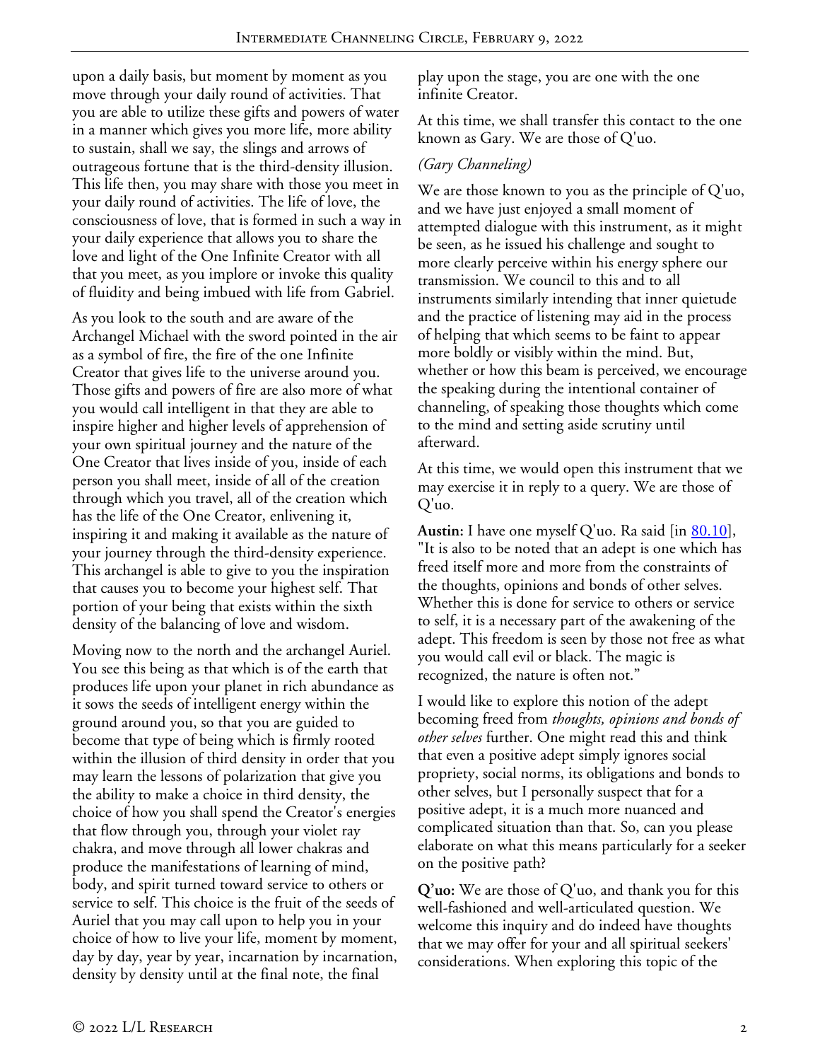upon a daily basis, but moment by moment as you move through your daily round of activities. That you are able to utilize these gifts and powers of water in a manner which gives you more life, more ability to sustain, shall we say, the slings and arrows of outrageous fortune that is the third-density illusion. This life then, you may share with those you meet in your daily round of activities. The life of love, the consciousness of love, that is formed in such a way in your daily experience that allows you to share the love and light of the One Infinite Creator with all that you meet, as you implore or invoke this quality of fluidity and being imbued with life from Gabriel.

As you look to the south and are aware of the Archangel Michael with the sword pointed in the air as a symbol of fire, the fire of the one Infinite Creator that gives life to the universe around you. Those gifts and powers of fire are also more of what you would call intelligent in that they are able to inspire higher and higher levels of apprehension of your own spiritual journey and the nature of the One Creator that lives inside of you, inside of each person you shall meet, inside of all of the creation through which you travel, all of the creation which has the life of the One Creator, enlivening it, inspiring it and making it available as the nature of your journey through the third-density experience. This archangel is able to give to you the inspiration that causes you to become your highest self. That portion of your being that exists within the sixth density of the balancing of love and wisdom.

Moving now to the north and the archangel Auriel. You see this being as that which is of the earth that produces life upon your planet in rich abundance as it sows the seeds of intelligent energy within the ground around you, so that you are guided to become that type of being which is firmly rooted within the illusion of third density in order that you may learn the lessons of polarization that give you the ability to make a choice in third density, the choice of how you shall spend the Creator's energies that flow through you, through your violet ray chakra, and move through all lower chakras and produce the manifestations of learning of mind, body, and spirit turned toward service to others or service to self. This choice is the fruit of the seeds of Auriel that you may call upon to help you in your choice of how to live your life, moment by moment, day by day, year by year, incarnation by incarnation, density by density until at the final note, the final play upon the stage, you are one with the one infinite Creator.

At this time, we shall transfer this contact to the one known as Gary. We are those of Q'uo.

*(Gary Channeling)*

We are those known to you as the principle of Q'uo, and we have just enjoyed a small moment of attempted dialogue with this instrument, as it might be seen, as he issued his challenge and sought to more clearly perceive within his energy sphere our transmission. We council to this and to all instruments similarly intending that inner quietude and the practice of listening may aid in the process of helping that which seems to be faint to appear more boldly or visibly within the mind. But, whether or how this beam is perceived, we encourage the speaking during the intentional container of channeling, of speaking those thoughts which come to the mind and setting aside scrutiny until afterward.

At this time, we would open this instrument that we may exercise it in reply to a query. We are those of Q'uo.

**Austin:** I have one myself Q'uo. Ra said [in 80.10], "It is also to be noted that an adept is one which has freed itself more and more from the constraints of the thoughts, opinions and bonds of other selves. Whether this is done for service to others or service to self, it is a necessary part of the awakening of the adept. This freedom is seen by those not free as what you would call evil or black. The magic is recognized, the nature is often not."

I would like to explore this notion of the adept becoming freed from *thoughts, opinions and bonds of other selves* further. One might read this and think that even a positive adept simply ignores social propriety, social norms, its obligations and bonds to other selves, but I personally suspect that for a positive adept, it is a much more nuanced and complicated situation than that. So, can you please elaborate on what this means particularly for a seeker on the positive path?

**Q'uo:** We are those of Q'uo, and thank you for this well-fashioned and well-articulated question. We welcome this inquiry and do indeed have thoughts that we may offer for your and all spiritual seekers' considerations. When exploring this topic of the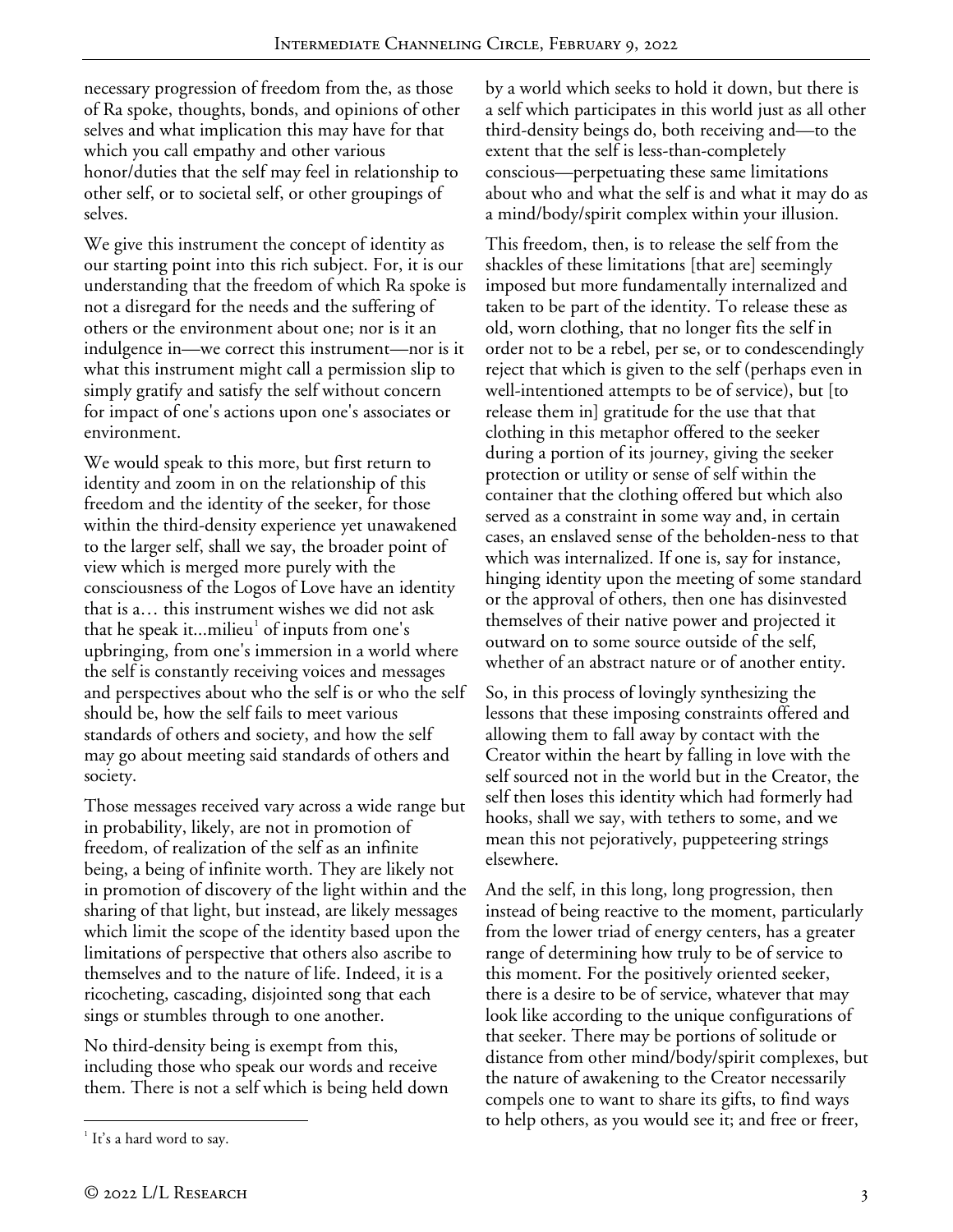necessary progression of freedom from the, as those of Ra spoke, thoughts, bonds, and opinions of other selves and what implication this may have for that which you call empathy and other various honor/duties that the self may feel in relationship to other self, or to societal self, or other groupings of selves.

We give this instrument the concept of identity as our starting point into this rich subject. For, it is our understanding that the freedom of which Ra spoke is not a disregard for the needs and the suffering of others or the environment about one; nor is it an indulgence in—we correct this instrument—nor is it what this instrument might call a permission slip to simply gratify and satisfy the self without concern for impact of one's actions upon one's associates or environment.

We would speak to this more, but first return to identity and zoom in on the relationship of this freedom and the identity of the seeker, for those within the third-density experience yet unawakened to the larger self, shall we say, the broader point of view which is merged more purely with the consciousness of the Logos of Love have an identity that is a… this instrument wishes we did not ask that he speak it...milieu[1] of inputs from one's upbringing, from one's immersion in a world where the self is constantly receiving voices and messages and perspectives about who the self is or who the self should be, how the self fails to meet various standards of others and society, and how the self may go about meeting said standards of others and society.

Those messages received vary across a wide range but in probability, likely, are not in promotion of freedom, of realization of the self as an infinite being, a being of infinite worth. They are likely not in promotion of discovery of the light within and the sharing of that light, but instead, are likely messages which limit the scope of the identity based upon the limitations of perspective that others also ascribe to themselves and to the nature of life. Indeed, it is a ricocheting, cascading, disjointed song that each sings or stumbles through to one another.

No third-density being is exempt from this, including those who speak our words and receive them. There is not a self which is being held down by a world which seeks to hold it down, but there is a self which participates in this world just as all other third-density beings do, both receiving and—to the extent that the self is less-than-completely conscious—perpetuating these same limitations about who and what the self is and what it may do as a mind/body/spirit complex within your illusion.

This freedom, then, is to release the self from the shackles of these limitations [that are] seemingly imposed but more fundamentally internalized and taken to be part of the identity. To release these as old, worn clothing, that no longer fits the self in order not to be a rebel, per se, or to condescendingly reject that which is given to the self (perhaps even in well-intentioned attempts to be of service), but [to release them in] gratitude for the use that that clothing in this metaphor offered to the seeker during a portion of its journey, giving the seeker protection or utility or sense of self within the container that the clothing offered but which also served as a constraint in some way and, in certain cases, an enslaved sense of the beholden-ness to that which was internalized. If one is, say for instance, hinging identity upon the meeting of some standard or the approval of others, then one has disinvested themselves of their native power and projected it outward on to some source outside of the self, whether of an abstract nature or of another entity.

So, in this process of lovingly synthesizing the lessons that these imposing constraints offered and allowing them to fall away by contact with the Creator within the heart by falling in love with the self sourced not in the world but in the Creator, the self then loses this identity which had formerly had hooks, shall we say, with tethers to some, and we mean this not pejoratively, puppeteering strings elsewhere.

And the self, in this long, long progression, then instead of being reactive to the moment, particularly from the lower triad of energy centers, has a greater range of determining how truly to be of service to this moment. For the positively oriented seeker, there is a desire to be of service, whatever that may look like according to the unique configurations of that seeker. There may be portions of solitude or distance from other mind/body/spirit complexes, but the nature of awakening to the Creator necessarily compels one to want to share its gifts, to find ways to help others, as you would see it; and free or freer,

[1] It's a hard word to say.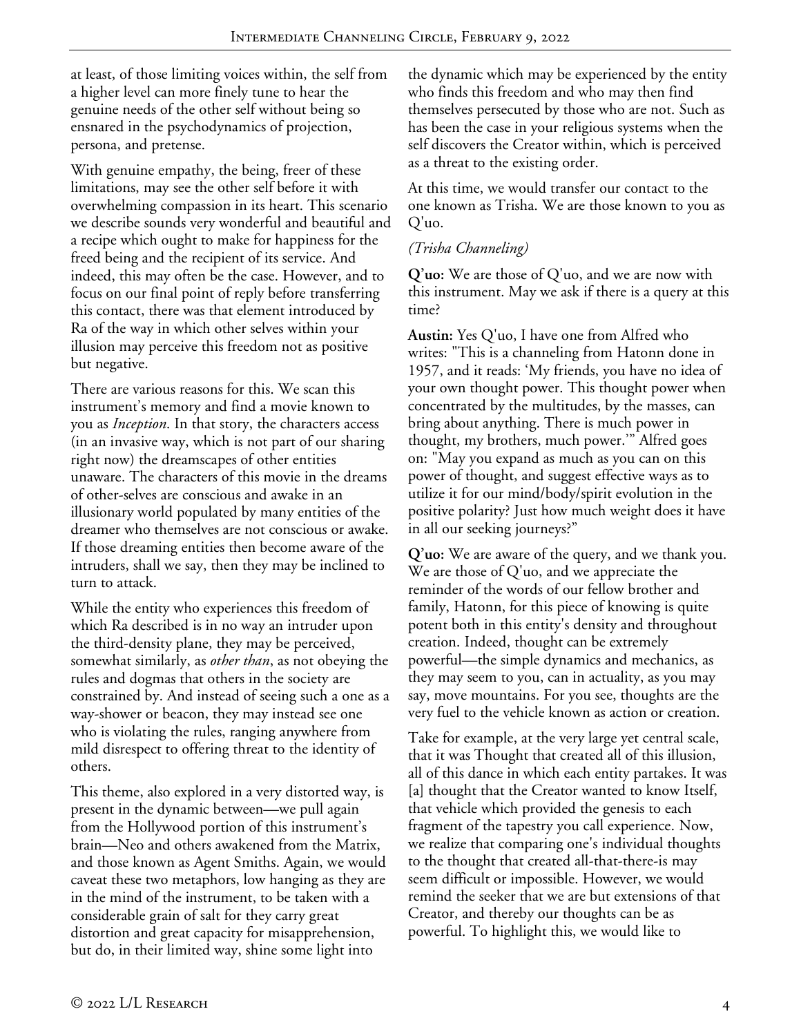at least, of those limiting voices within, the self from a higher level can more finely tune to hear the genuine needs of the other self without being so ensnared in the psychodynamics of projection, persona, and pretense.

With genuine empathy, the being, freer of these limitations, may see the other self before it with overwhelming compassion in its heart. This scenario we describe sounds very wonderful and beautiful and a recipe which ought to make for happiness for the freed being and the recipient of its service. And indeed, this may often be the case. However, and to focus on our final point of reply before transferring this contact, there was that element introduced by Ra of the way in which other selves within your illusion may perceive this freedom not as positive but negative.

There are various reasons for this. We scan this instrument's memory and find a movie known to you as *Inception*. In that story, the characters access (in an invasive way, which is not part of our sharing right now) the dreamscapes of other entities unaware. The characters of this movie in the dreams of other-selves are conscious and awake in an illusionary world populated by many entities of the dreamer who themselves are not conscious or awake. If those dreaming entities then become aware of the intruders, shall we say, then they may be inclined to turn to attack.

While the entity who experiences this freedom of which Ra described is in no way an intruder upon the third-density plane, they may be perceived, somewhat similarly, as *other than*, as not obeying the rules and dogmas that others in the society are constrained by. And instead of seeing such a one as a way-shower or beacon, they may instead see one who is violating the rules, ranging anywhere from mild disrespect to offering threat to the identity of others.

This theme, also explored in a very distorted way, is present in the dynamic between—we pull again from the Hollywood portion of this instrument's brain—Neo and others awakened from the Matrix, and those known as Agent Smiths. Again, we would caveat these two metaphors, low hanging as they are in the mind of the instrument, to be taken with a considerable grain of salt for they carry great distortion and great capacity for misapprehension, but do, in their limited way, shine some light into the dynamic which may be experienced by the entity who finds this freedom and who may then find themselves persecuted by those who are not. Such as has been the case in your religious systems when the self discovers the Creator within, which is perceived as a threat to the existing order.

At this time, we would transfer our contact to the one known as Trisha. We are those known to you as Q'uo.

*(Trisha Channeling)*

**Q'uo:** We are those of Q'uo, and we are now with this instrument. May we ask if there is a query at this time?

**Austin:** Yes Q'uo, I have one from Alfred who writes: "This is a channeling from Hatonn done in 1957, and it reads: 'My friends, you have no idea of your own thought power. This thought power when concentrated by the multitudes, by the masses, can bring about anything. There is much power in thought, my brothers, much power.'" Alfred goes on: "May you expand as much as you can on this power of thought, and suggest effective ways as to utilize it for our mind/body/spirit evolution in the positive polarity? Just how much weight does it have in all our seeking journeys?"

**Q'uo:** We are aware of the query, and we thank you. We are those of Q'uo, and we appreciate the reminder of the words of our fellow brother and family, Hatonn, for this piece of knowing is quite potent both in this entity's density and throughout creation. Indeed, thought can be extremely powerful—the simple dynamics and mechanics, as they may seem to you, can in actuality, as you may say, move mountains. For you see, thoughts are the very fuel to the vehicle known as action or creation.

Take for example, at the very large yet central scale, that it was Thought that created all of this illusion, all of this dance in which each entity partakes. It was [a] thought that the Creator wanted to know Itself, that vehicle which provided the genesis to each fragment of the tapestry you call experience. Now, we realize that comparing one's individual thoughts to the thought that created all-that-there-is may seem difficult or impossible. However, we would remind the seeker that we are but extensions of that Creator, and thereby our thoughts can be as powerful. To highlight this, we would like to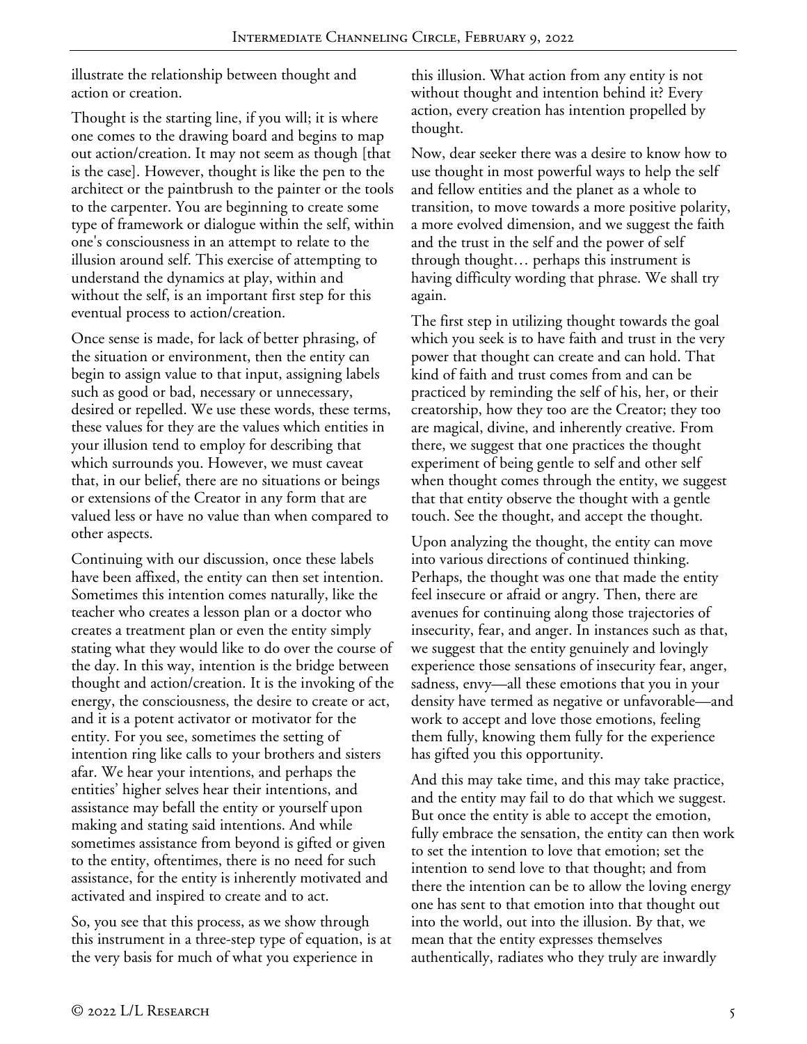illustrate the relationship between thought and action or creation.

Thought is the starting line, if you will; it is where one comes to the drawing board and begins to map out action/creation. It may not seem as though [that is the case]. However, thought is like the pen to the architect or the paintbrush to the painter or the tools to the carpenter. You are beginning to create some type of framework or dialogue within the self, within one's consciousness in an attempt to relate to the illusion around self. This exercise of attempting to understand the dynamics at play, within and without the self, is an important first step for this eventual process to action/creation.

Once sense is made, for lack of better phrasing, of the situation or environment, then the entity can begin to assign value to that input, assigning labels such as good or bad, necessary or unnecessary, desired or repelled. We use these words, these terms, these values for they are the values which entities in your illusion tend to employ for describing that which surrounds you. However, we must caveat that, in our belief, there are no situations or beings or extensions of the Creator in any form that are valued less or have no value than when compared to other aspects.

Continuing with our discussion, once these labels have been affixed, the entity can then set intention. Sometimes this intention comes naturally, like the teacher who creates a lesson plan or a doctor who creates a treatment plan or even the entity simply stating what they would like to do over the course of the day. In this way, intention is the bridge between thought and action/creation. It is the invoking of the energy, the consciousness, the desire to create or act, and it is a potent activator or motivator for the entity. For you see, sometimes the setting of intention ring like calls to your brothers and sisters afar. We hear your intentions, and perhaps the entities' higher selves hear their intentions, and assistance may befall the entity or yourself upon making and stating said intentions. And while sometimes assistance from beyond is gifted or given to the entity, oftentimes, there is no need for such assistance, for the entity is inherently motivated and activated and inspired to create and to act.

So, you see that this process, as we show through this instrument in a three-step type of equation, is at the very basis for much of what you experience in this illusion. What action from any entity is not without thought and intention behind it? Every action, every creation has intention propelled by thought.

Now, dear seeker there was a desire to know how to use thought in most powerful ways to help the self and fellow entities and the planet as a whole to transition, to move towards a more positive polarity, a more evolved dimension, and we suggest the faith and the trust in the self and the power of self through thought… perhaps this instrument is having difficulty wording that phrase. We shall try again.

The first step in utilizing thought towards the goal which you seek is to have faith and trust in the very power that thought can create and can hold. That kind of faith and trust comes from and can be practiced by reminding the self of his, her, or their creatorship, how they too are the Creator; they too are magical, divine, and inherently creative. From there, we suggest that one practices the thought experiment of being gentle to self and other self when thought comes through the entity, we suggest that that entity observe the thought with a gentle touch. See the thought, and accept the thought.

Upon analyzing the thought, the entity can move into various directions of continued thinking. Perhaps, the thought was one that made the entity feel insecure or afraid or angry. Then, there are avenues for continuing along those trajectories of insecurity, fear, and anger. In instances such as that, we suggest that the entity genuinely and lovingly experience those sensations of insecurity fear, anger, sadness, envy—all these emotions that you in your density have termed as negative or unfavorable—and work to accept and love those emotions, feeling them fully, knowing them fully for the experience has gifted you this opportunity.

And this may take time, and this may take practice, and the entity may fail to do that which we suggest. But once the entity is able to accept the emotion, fully embrace the sensation, the entity can then work to set the intention to love that emotion; set the intention to send love to that thought; and from there the intention can be to allow the loving energy one has sent to that emotion into that thought out into the world, out into the illusion. By that, we mean that the entity expresses themselves authentically, radiates who they truly are inwardly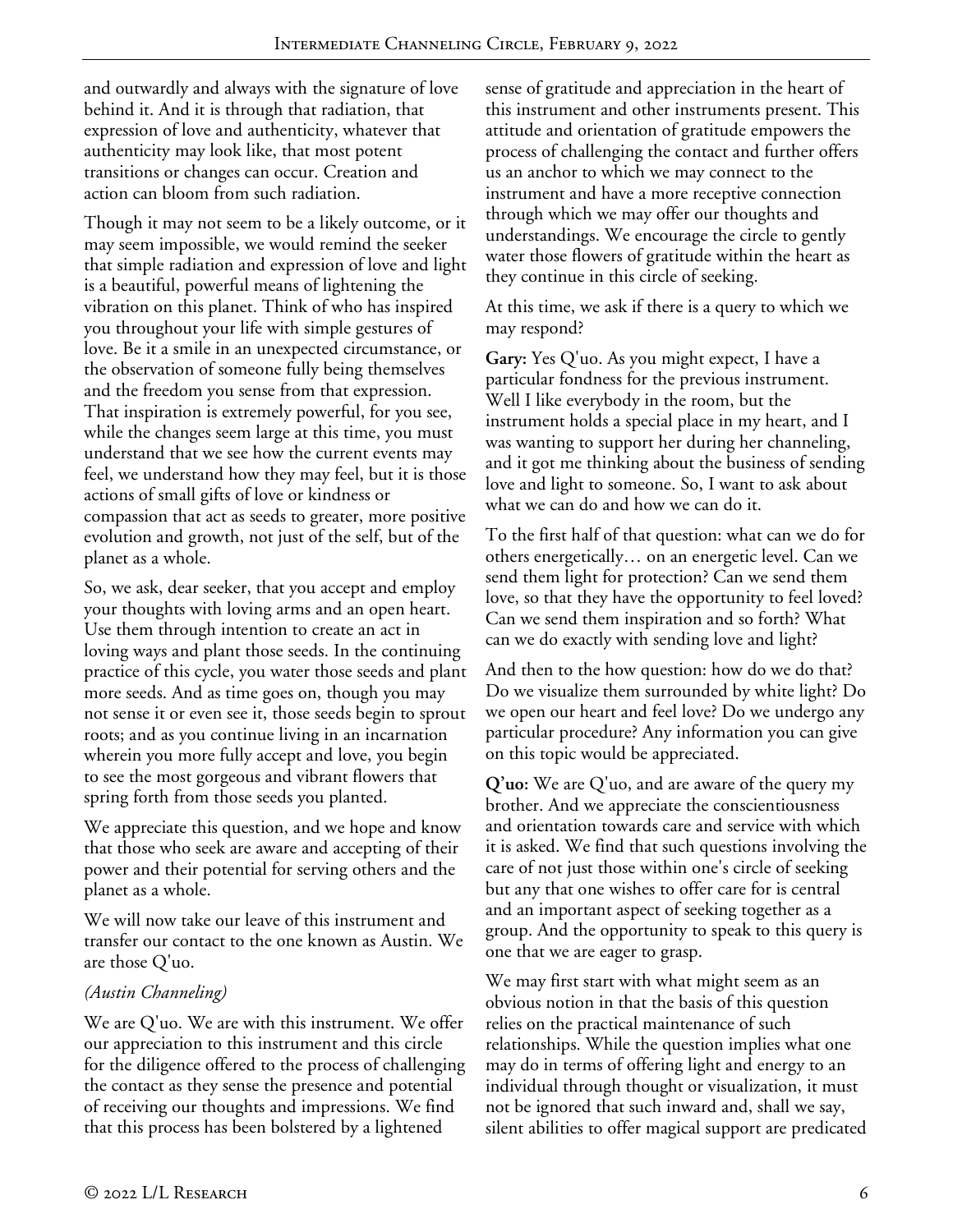and outwardly and always with the signature of love behind it. And it is through that radiation, that expression of love and authenticity, whatever that authenticity may look like, that most potent transitions or changes can occur. Creation and action can bloom from such radiation.

Though it may not seem to be a likely outcome, or it may seem impossible, we would remind the seeker that simple radiation and expression of love and light is a beautiful, powerful means of lightening the vibration on this planet. Think of who has inspired you throughout your life with simple gestures of love. Be it a smile in an unexpected circumstance, or the observation of someone fully being themselves and the freedom you sense from that expression. That inspiration is extremely powerful, for you see, while the changes seem large at this time, you must understand that we see how the current events may feel, we understand how they may feel, but it is those actions of small gifts of love or kindness or compassion that act as seeds to greater, more positive evolution and growth, not just of the self, but of the planet as a whole.

So, we ask, dear seeker, that you accept and employ your thoughts with loving arms and an open heart. Use them through intention to create an act in loving ways and plant those seeds. In the continuing practice of this cycle, you water those seeds and plant more seeds. And as time goes on, though you may not sense it or even see it, those seeds begin to sprout roots; and as you continue living in an incarnation wherein you more fully accept and love, you begin to see the most gorgeous and vibrant flowers that spring forth from those seeds you planted.

We appreciate this question, and we hope and know that those who seek are aware and accepting of their power and their potential for serving others and the planet as a whole.

We will now take our leave of this instrument and transfer our contact to the one known as Austin. We are those Q'uo.

*(Austin Channeling)*

We are Q'uo. We are with this instrument. We offer our appreciation to this instrument and this circle for the diligence offered to the process of challenging the contact as they sense the presence and potential of receiving our thoughts and impressions. We find that this process has been bolstered by a lightened sense of gratitude and appreciation in the heart of this instrument and other instruments present. This attitude and orientation of gratitude empowers the process of challenging the contact and further offers us an anchor to which we may connect to the instrument and have a more receptive connection through which we may offer our thoughts and understandings. We encourage the circle to gently water those flowers of gratitude within the heart as they continue in this circle of seeking.

At this time, we ask if there is a query to which we may respond?

**Gary:** Yes Q'uo. As you might expect, I have a particular fondness for the previous instrument. Well I like everybody in the room, but the instrument holds a special place in my heart, and I was wanting to support her during her channeling, and it got me thinking about the business of sending love and light to someone. So, I want to ask about what we can do and how we can do it.

To the first half of that question: what can we do for others energetically… on an energetic level. Can we send them light for protection? Can we send them love, so that they have the opportunity to feel loved? Can we send them inspiration and so forth? What can we do exactly with sending love and light?

And then to the how question: how do we do that? Do we visualize them surrounded by white light? Do we open our heart and feel love? Do we undergo any particular procedure? Any information you can give on this topic would be appreciated.

**Q'uo:** We are Q'uo, and are aware of the query my brother. And we appreciate the conscientiousness and orientation towards care and service with which it is asked. We find that such questions involving the care of not just those within one's circle of seeking but any that one wishes to offer care for is central and an important aspect of seeking together as a group. And the opportunity to speak to this query is one that we are eager to grasp.

We may first start with what might seem as an obvious notion in that the basis of this question relies on the practical maintenance of such relationships. While the question implies what one may do in terms of offering light and energy to an individual through thought or visualization, it must not be ignored that such inward and, shall we say, silent abilities to offer magical support are predicated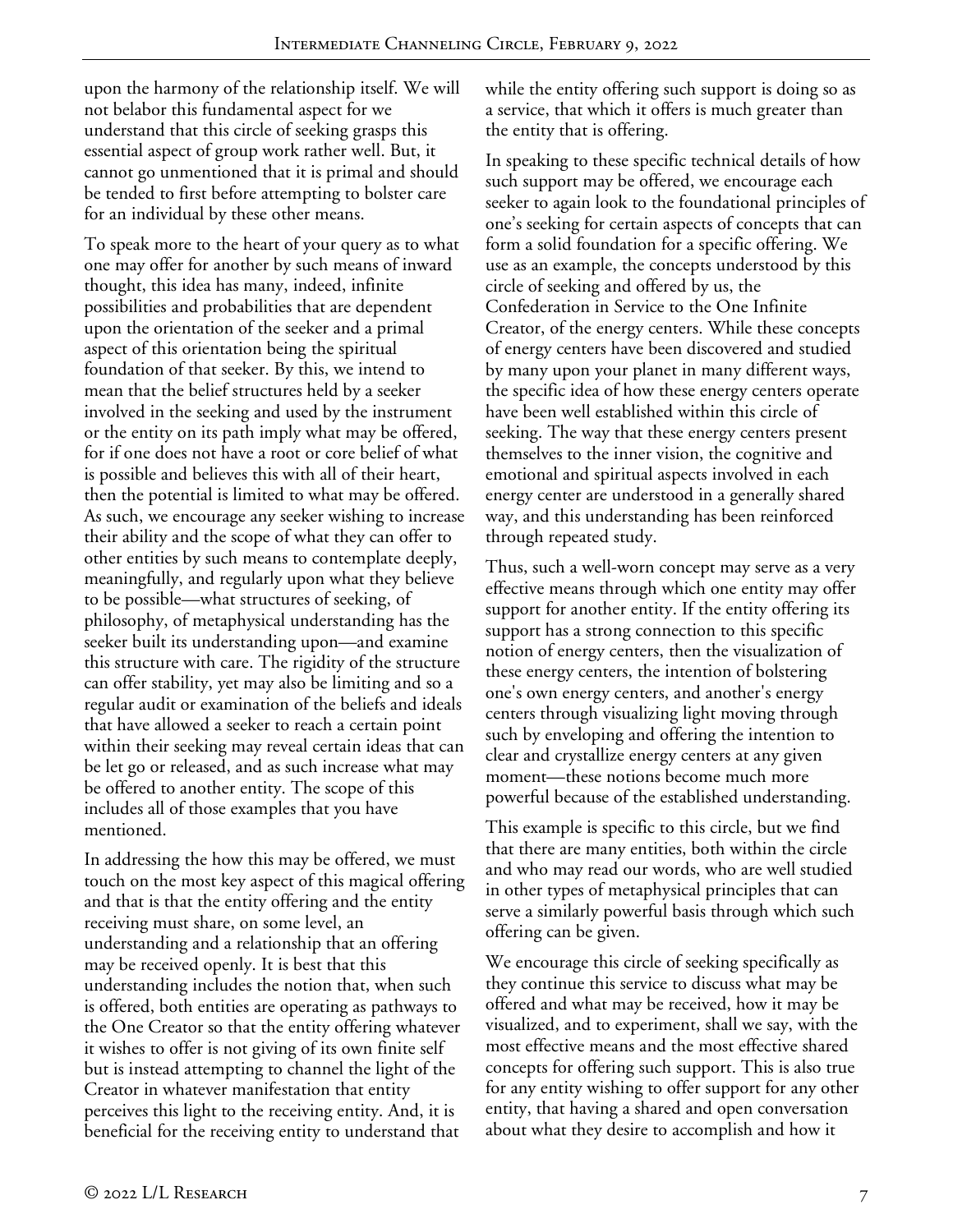upon the harmony of the relationship itself. We will not belabor this fundamental aspect for we understand that this circle of seeking grasps this essential aspect of group work rather well. But, it cannot go unmentioned that it is primal and should be tended to first before attempting to bolster care for an individual by these other means.

To speak more to the heart of your query as to what one may offer for another by such means of inward thought, this idea has many, indeed, infinite possibilities and probabilities that are dependent upon the orientation of the seeker and a primal aspect of this orientation being the spiritual foundation of that seeker. By this, we intend to mean that the belief structures held by a seeker involved in the seeking and used by the instrument or the entity on its path imply what may be offered, for if one does not have a root or core belief of what is possible and believes this with all of their heart, then the potential is limited to what may be offered. As such, we encourage any seeker wishing to increase their ability and the scope of what they can offer to other entities by such means to contemplate deeply, meaningfully, and regularly upon what they believe to be possible—what structures of seeking, of philosophy, of metaphysical understanding has the seeker built its understanding upon—and examine this structure with care. The rigidity of the structure can offer stability, yet may also be limiting and so a regular audit or examination of the beliefs and ideals that have allowed a seeker to reach a certain point within their seeking may reveal certain ideas that can be let go or released, and as such increase what may be offered to another entity. The scope of this includes all of those examples that you have mentioned.

In addressing the how this may be offered, we must touch on the most key aspect of this magical offering and that is that the entity offering and the entity receiving must share, on some level, an understanding and a relationship that an offering may be received openly. It is best that this understanding includes the notion that, when such is offered, both entities are operating as pathways to the One Creator so that the entity offering whatever it wishes to offer is not giving of its own finite self but is instead attempting to channel the light of the Creator in whatever manifestation that entity perceives this light to the receiving entity. And, it is beneficial for the receiving entity to understand that while the entity offering such support is doing so as a service, that which it offers is much greater than the entity that is offering.

In speaking to these specific technical details of how such support may be offered, we encourage each seeker to again look to the foundational principles of one's seeking for certain aspects of concepts that can form a solid foundation for a specific offering. We use as an example, the concepts understood by this circle of seeking and offered by us, the Confederation in Service to the One Infinite Creator, of the energy centers. While these concepts of energy centers have been discovered and studied by many upon your planet in many different ways, the specific idea of how these energy centers operate have been well established within this circle of seeking. The way that these energy centers present themselves to the inner vision, the cognitive and emotional and spiritual aspects involved in each energy center are understood in a generally shared way, and this understanding has been reinforced through repeated study.

Thus, such a well-worn concept may serve as a very effective means through which one entity may offer support for another entity. If the entity offering its support has a strong connection to this specific notion of energy centers, then the visualization of these energy centers, the intention of bolstering one's own energy centers, and another's energy centers through visualizing light moving through such by enveloping and offering the intention to clear and crystallize energy centers at any given moment—these notions become much more powerful because of the established understanding.

This example is specific to this circle, but we find that there are many entities, both within the circle and who may read our words, who are well studied in other types of metaphysical principles that can serve a similarly powerful basis through which such offering can be given.

We encourage this circle of seeking specifically as they continue this service to discuss what may be offered and what may be received, how it may be visualized, and to experiment, shall we say, with the most effective means and the most effective shared concepts for offering such support. This is also true for any entity wishing to offer support for any other entity, that having a shared and open conversation about what they desire to accomplish and how it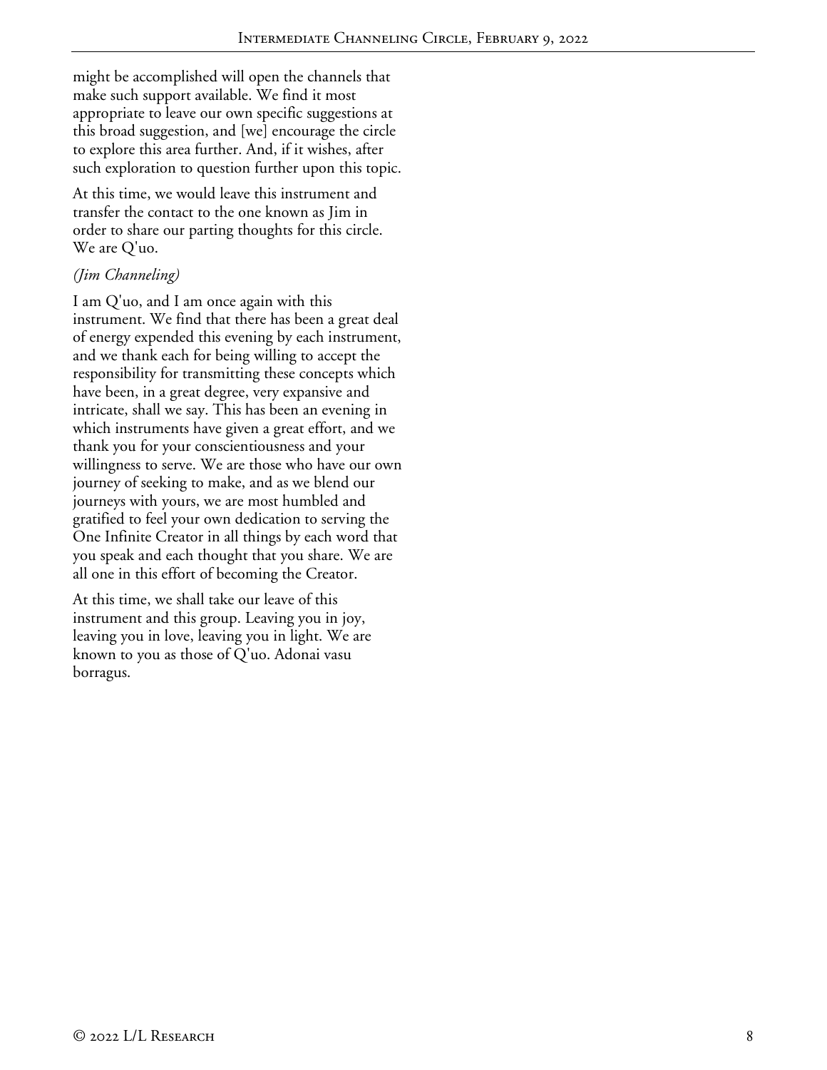might be accomplished will open the channels that make such support available. We find it most appropriate to leave our own specific suggestions at this broad suggestion, and [we] encourage the circle to explore this area further. And, if it wishes, after such exploration to question further upon this topic.

At this time, we would leave this instrument and transfer the contact to the one known as Jim in order to share our parting thoughts for this circle. We are Q'uo.

*(Jim Channeling)*

I am Q'uo, and I am once again with this instrument. We find that there has been a great deal of energy expended this evening by each instrument, and we thank each for being willing to accept the responsibility for transmitting these concepts which have been, in a great degree, very expansive and intricate, shall we say. This has been an evening in which instruments have given a great effort, and we thank you for your conscientiousness and your willingness to serve. We are those who have our own journey of seeking to make, and as we blend our journeys with yours, we are most humbled and gratified to feel your own dedication to serving the One Infinite Creator in all things by each word that you speak and each thought that you share. We are all one in this effort of becoming the Creator.

At this time, we shall take our leave of this instrument and this group. Leaving you in joy, leaving you in love, leaving you in light. We are known to you as those of Q'uo. Adonai vasu borragus.